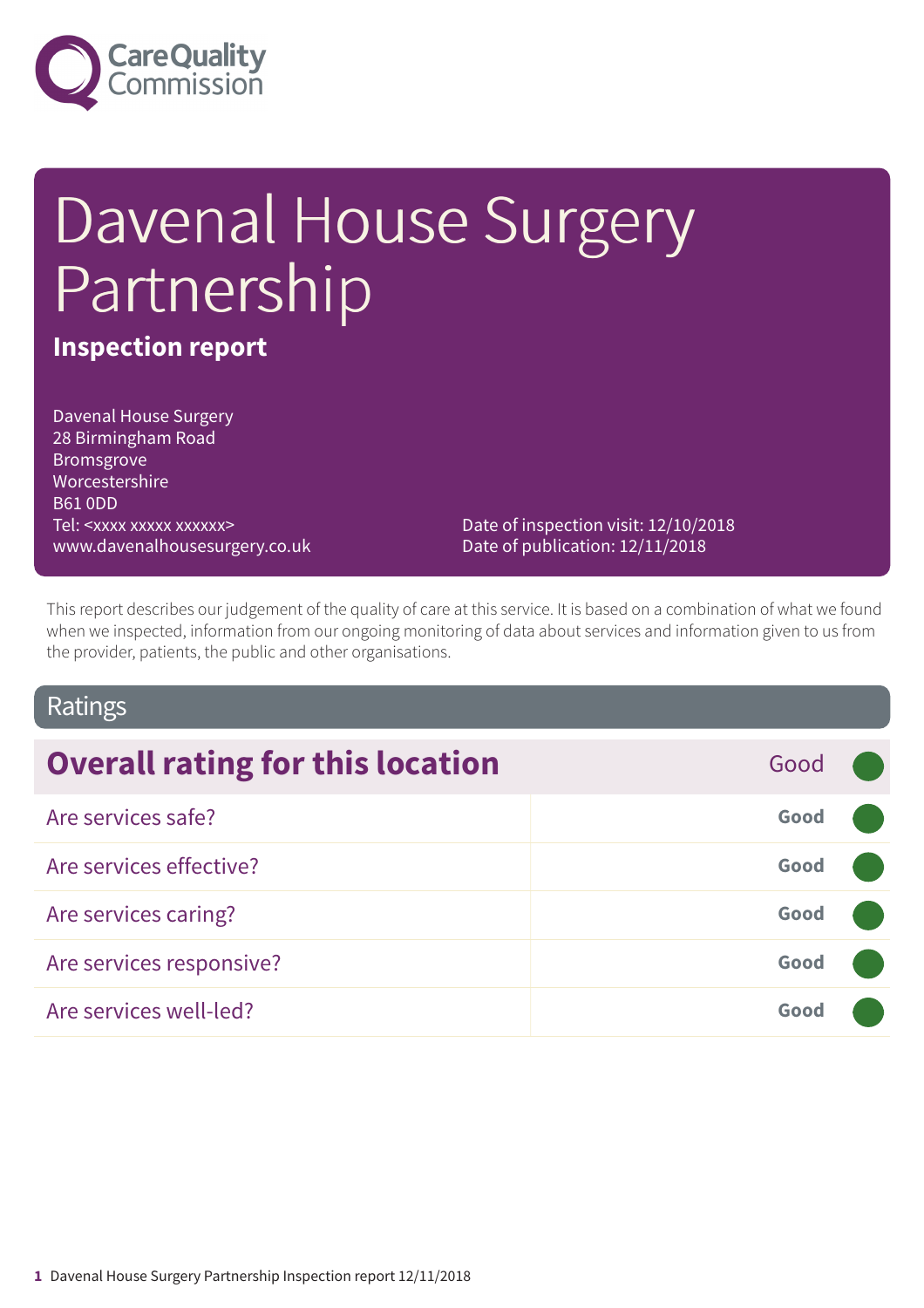Care Quality Commission

# Davenal House Surgery Partnership

## Inspection report

Davenal House Surgery
28 Birmingham Road
Bromsgrove
Worcestershire
B61 0DD
Tel: <xxxx xxxxx xxxxxx>
www.davenalhousesurgery.co.uk

Date of inspection visit: 12/10/2018
Date of publication: 12/11/2018

This report describes our judgement of the quality of care at this service. It is based on a combination of what we found when we inspected, information from our ongoing monitoring of data about services and information given to us from the provider, patients, the public and other organisations.

## Ratings

| Overall rating for this location | Good |
|---|---|
| Are services safe? | **Good** |
| Are services effective? | **Good** |
| Are services caring? | **Good** |
| Are services responsive? | **Good** |
| Are services well-led? | **Good** |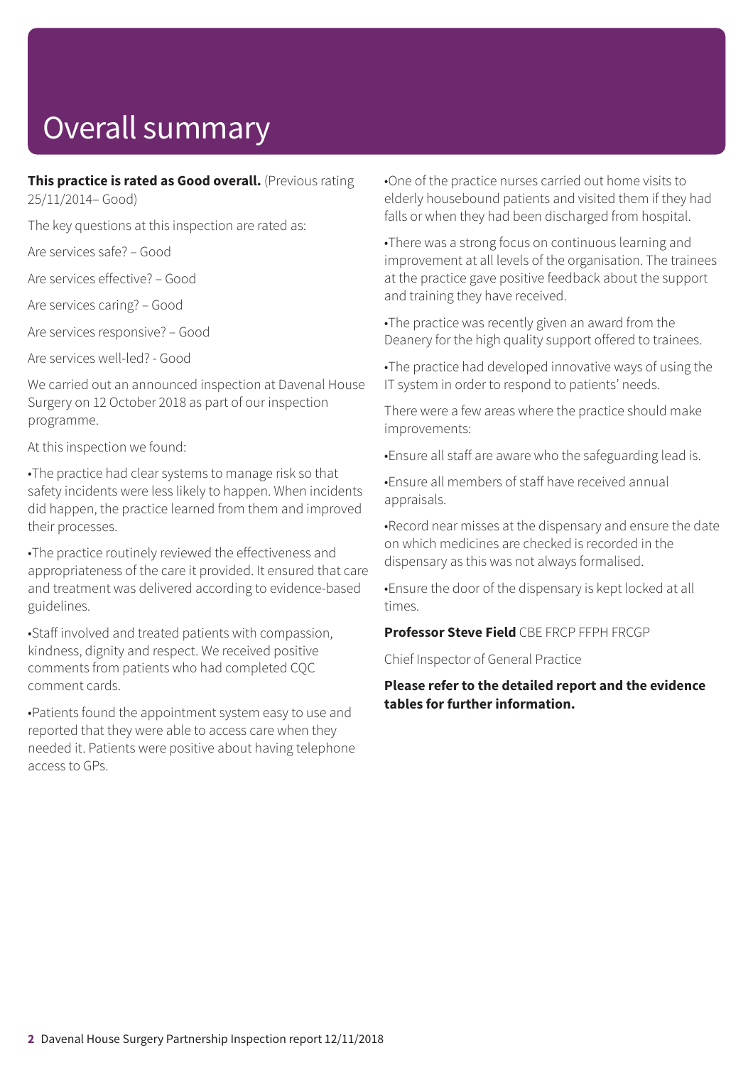# Overall summary

**This practice is rated as Good overall.** (Previous rating 25/11/2014– Good)

The key questions at this inspection are rated as:

Are services safe? – Good

Are services effective? – Good

Are services caring? – Good

Are services responsive? – Good

Are services well-led? - Good

We carried out an announced inspection at Davenal House Surgery on 12 October 2018 as part of our inspection programme.

At this inspection we found:

- The practice had clear systems to manage risk so that safety incidents were less likely to happen. When incidents did happen, the practice learned from them and improved their processes.
- The practice routinely reviewed the effectiveness and appropriateness of the care it provided. It ensured that care and treatment was delivered according to evidence-based guidelines.
- Staff involved and treated patients with compassion, kindness, dignity and respect. We received positive comments from patients who had completed CQC comment cards.
- Patients found the appointment system easy to use and reported that they were able to access care when they needed it. Patients were positive about having telephone access to GPs.
- One of the practice nurses carried out home visits to elderly housebound patients and visited them if they had falls or when they had been discharged from hospital.
- There was a strong focus on continuous learning and improvement at all levels of the organisation. The trainees at the practice gave positive feedback about the support and training they have received.
- The practice was recently given an award from the Deanery for the high quality support offered to trainees.
- The practice had developed innovative ways of using the IT system in order to respond to patients' needs.

There were a few areas where the practice should make improvements:

- Ensure all staff are aware who the safeguarding lead is.
- Ensure all members of staff have received annual appraisals.
- Record near misses at the dispensary and ensure the date on which medicines are checked is recorded in the dispensary as this was not always formalised.
- Ensure the door of the dispensary is kept locked at all times.

**Professor Steve Field** CBE FRCP FFPH FRCGP

Chief Inspector of General Practice

**Please refer to the detailed report and the evidence tables for further information.**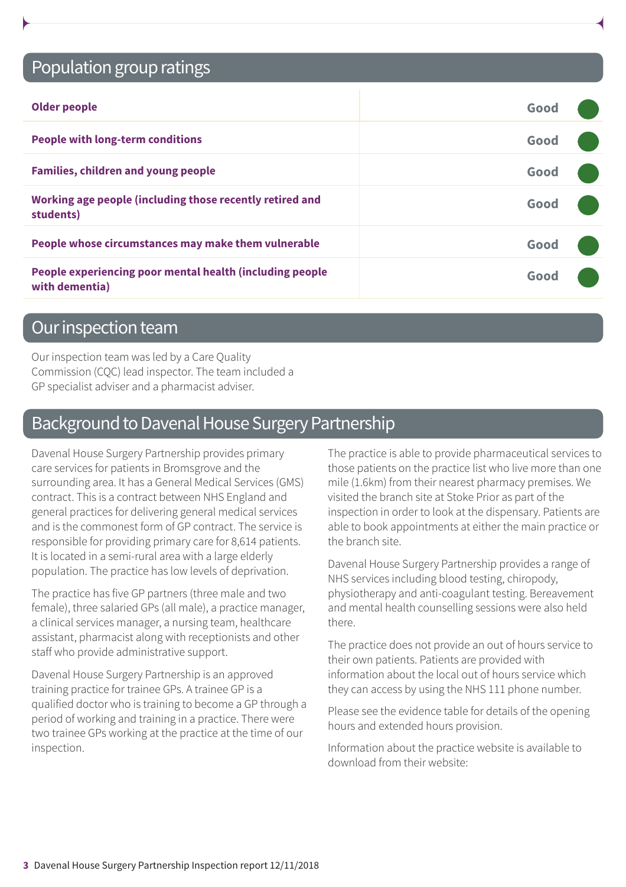## Population group ratings

| | |
|---|---|
| **Older people** | Good |
| **People with long-term conditions** | Good |
| **Families, children and young people** | Good |
| **Working age people (including those recently retired and students)** | Good |
| **People whose circumstances may make them vulnerable** | Good |
| **People experiencing poor mental health (including people with dementia)** | Good |

## Our inspection team

Our inspection team was led by a Care Quality Commission (CQC) lead inspector. The team included a GP specialist adviser and a pharmacist adviser.

## Background to Davenal House Surgery Partnership

Davenal House Surgery Partnership provides primary care services for patients in Bromsgrove and the surrounding area. It has a General Medical Services (GMS) contract. This is a contract between NHS England and general practices for delivering general medical services and is the commonest form of GP contract. The service is responsible for providing primary care for 8,614 patients. It is located in a semi-rural area with a large elderly population. The practice has low levels of deprivation.

The practice has five GP partners (three male and two female), three salaried GPs (all male), a practice manager, a clinical services manager, a nursing team, healthcare assistant, pharmacist along with receptionists and other staff who provide administrative support.

Davenal House Surgery Partnership is an approved training practice for trainee GPs. A trainee GP is a qualified doctor who is training to become a GP through a period of working and training in a practice. There were two trainee GPs working at the practice at the time of our inspection.

The practice is able to provide pharmaceutical services to those patients on the practice list who live more than one mile (1.6km) from their nearest pharmacy premises. We visited the branch site at Stoke Prior as part of the inspection in order to look at the dispensary. Patients are able to book appointments at either the main practice or the branch site.

Davenal House Surgery Partnership provides a range of NHS services including blood testing, chiropody, physiotherapy and anti-coagulant testing. Bereavement and mental health counselling sessions were also held there.

The practice does not provide an out of hours service to their own patients. Patients are provided with information about the local out of hours service which they can access by using the NHS 111 phone number.

Please see the evidence table for details of the opening hours and extended hours provision.

Information about the practice website is available to download from their website: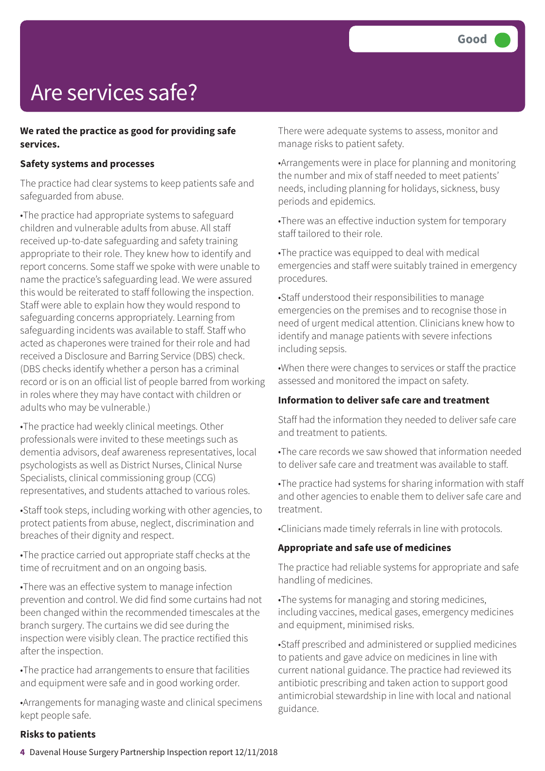Good

# Are services safe?

**We rated the practice as good for providing safe services.**

**Safety systems and processes**

The practice had clear systems to keep patients safe and safeguarded from abuse.

•The practice had appropriate systems to safeguard children and vulnerable adults from abuse. All staff received up-to-date safeguarding and safety training appropriate to their role. They knew how to identify and report concerns. Some staff we spoke with were unable to name the practice's safeguarding lead. We were assured this would be reiterated to staff following the inspection. Staff were able to explain how they would respond to safeguarding concerns appropriately. Learning from safeguarding incidents was available to staff. Staff who acted as chaperones were trained for their role and had received a Disclosure and Barring Service (DBS) check. (DBS checks identify whether a person has a criminal record or is on an official list of people barred from working in roles where they may have contact with children or adults who may be vulnerable.)

•The practice had weekly clinical meetings. Other professionals were invited to these meetings such as dementia advisors, deaf awareness representatives, local psychologists as well as District Nurses, Clinical Nurse Specialists, clinical commissioning group (CCG) representatives, and students attached to various roles.

•Staff took steps, including working with other agencies, to protect patients from abuse, neglect, discrimination and breaches of their dignity and respect.

•The practice carried out appropriate staff checks at the time of recruitment and on an ongoing basis.

•There was an effective system to manage infection prevention and control. We did find some curtains had not been changed within the recommended timescales at the branch surgery. The curtains we did see during the inspection were visibly clean. The practice rectified this after the inspection.

•The practice had arrangements to ensure that facilities and equipment were safe and in good working order.

•Arrangements for managing waste and clinical specimens kept people safe.

**Risks to patients**

There were adequate systems to assess, monitor and manage risks to patient safety.

•Arrangements were in place for planning and monitoring the number and mix of staff needed to meet patients' needs, including planning for holidays, sickness, busy periods and epidemics.

•There was an effective induction system for temporary staff tailored to their role.

•The practice was equipped to deal with medical emergencies and staff were suitably trained in emergency procedures.

•Staff understood their responsibilities to manage emergencies on the premises and to recognise those in need of urgent medical attention. Clinicians knew how to identify and manage patients with severe infections including sepsis.

•When there were changes to services or staff the practice assessed and monitored the impact on safety.

**Information to deliver safe care and treatment**

Staff had the information they needed to deliver safe care and treatment to patients.

•The care records we saw showed that information needed to deliver safe care and treatment was available to staff.

•The practice had systems for sharing information with staff and other agencies to enable them to deliver safe care and treatment.

•Clinicians made timely referrals in line with protocols.

**Appropriate and safe use of medicines**

The practice had reliable systems for appropriate and safe handling of medicines.

•The systems for managing and storing medicines, including vaccines, medical gases, emergency medicines and equipment, minimised risks.

•Staff prescribed and administered or supplied medicines to patients and gave advice on medicines in line with current national guidance. The practice had reviewed its antibiotic prescribing and taken action to support good antimicrobial stewardship in line with local and national guidance.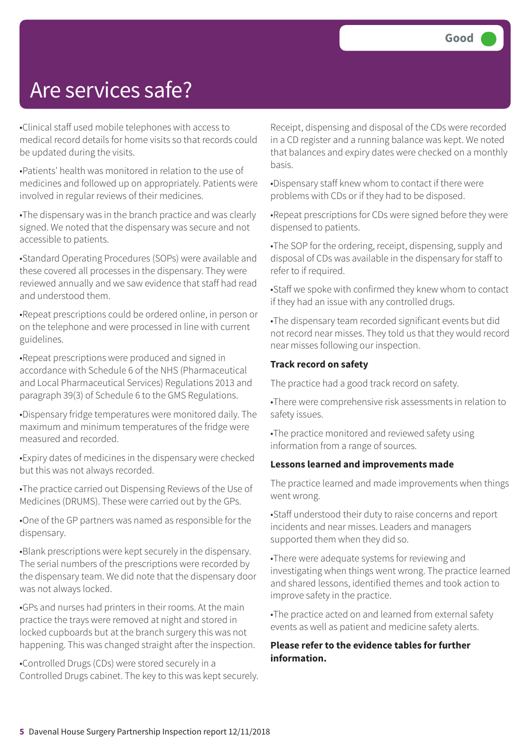Good

# Are services safe?

- Clinical staff used mobile telephones with access to medical record details for home visits so that records could be updated during the visits.
- Patients' health was monitored in relation to the use of medicines and followed up on appropriately. Patients were involved in regular reviews of their medicines.
- The dispensary was in the branch practice and was clearly signed. We noted that the dispensary was secure and not accessible to patients.
- Standard Operating Procedures (SOPs) were available and these covered all processes in the dispensary. They were reviewed annually and we saw evidence that staff had read and understood them.
- Repeat prescriptions could be ordered online, in person or on the telephone and were processed in line with current guidelines.
- Repeat prescriptions were produced and signed in accordance with Schedule 6 of the NHS (Pharmaceutical and Local Pharmaceutical Services) Regulations 2013 and paragraph 39(3) of Schedule 6 to the GMS Regulations.
- Dispensary fridge temperatures were monitored daily. The maximum and minimum temperatures of the fridge were measured and recorded.
- Expiry dates of medicines in the dispensary were checked but this was not always recorded.
- The practice carried out Dispensing Reviews of the Use of Medicines (DRUMS). These were carried out by the GPs.
- One of the GP partners was named as responsible for the dispensary.
- Blank prescriptions were kept securely in the dispensary. The serial numbers of the prescriptions were recorded by the dispensary team. We did note that the dispensary door was not always locked.
- GPs and nurses had printers in their rooms. At the main practice the trays were removed at night and stored in locked cupboards but at the branch surgery this was not happening. This was changed straight after the inspection.
- Controlled Drugs (CDs) were stored securely in a Controlled Drugs cabinet. The key to this was kept securely. Receipt, dispensing and disposal of the CDs were recorded in a CD register and a running balance was kept. We noted that balances and expiry dates were checked on a monthly basis.
- Dispensary staff knew whom to contact if there were problems with CDs or if they had to be disposed.
- Repeat prescriptions for CDs were signed before they were dispensed to patients.
- The SOP for the ordering, receipt, dispensing, supply and disposal of CDs was available in the dispensary for staff to refer to if required.
- Staff we spoke with confirmed they knew whom to contact if they had an issue with any controlled drugs.
- The dispensary team recorded significant events but did not record near misses. They told us that they would record near misses following our inspection.

**Track record on safety**

The practice had a good track record on safety.

- There were comprehensive risk assessments in relation to safety issues.
- The practice monitored and reviewed safety using information from a range of sources.

**Lessons learned and improvements made**

The practice learned and made improvements when things went wrong.

- Staff understood their duty to raise concerns and report incidents and near misses. Leaders and managers supported them when they did so.
- There were adequate systems for reviewing and investigating when things went wrong. The practice learned and shared lessons, identified themes and took action to improve safety in the practice.
- The practice acted on and learned from external safety events as well as patient and medicine safety alerts.

**Please refer to the evidence tables for further information.**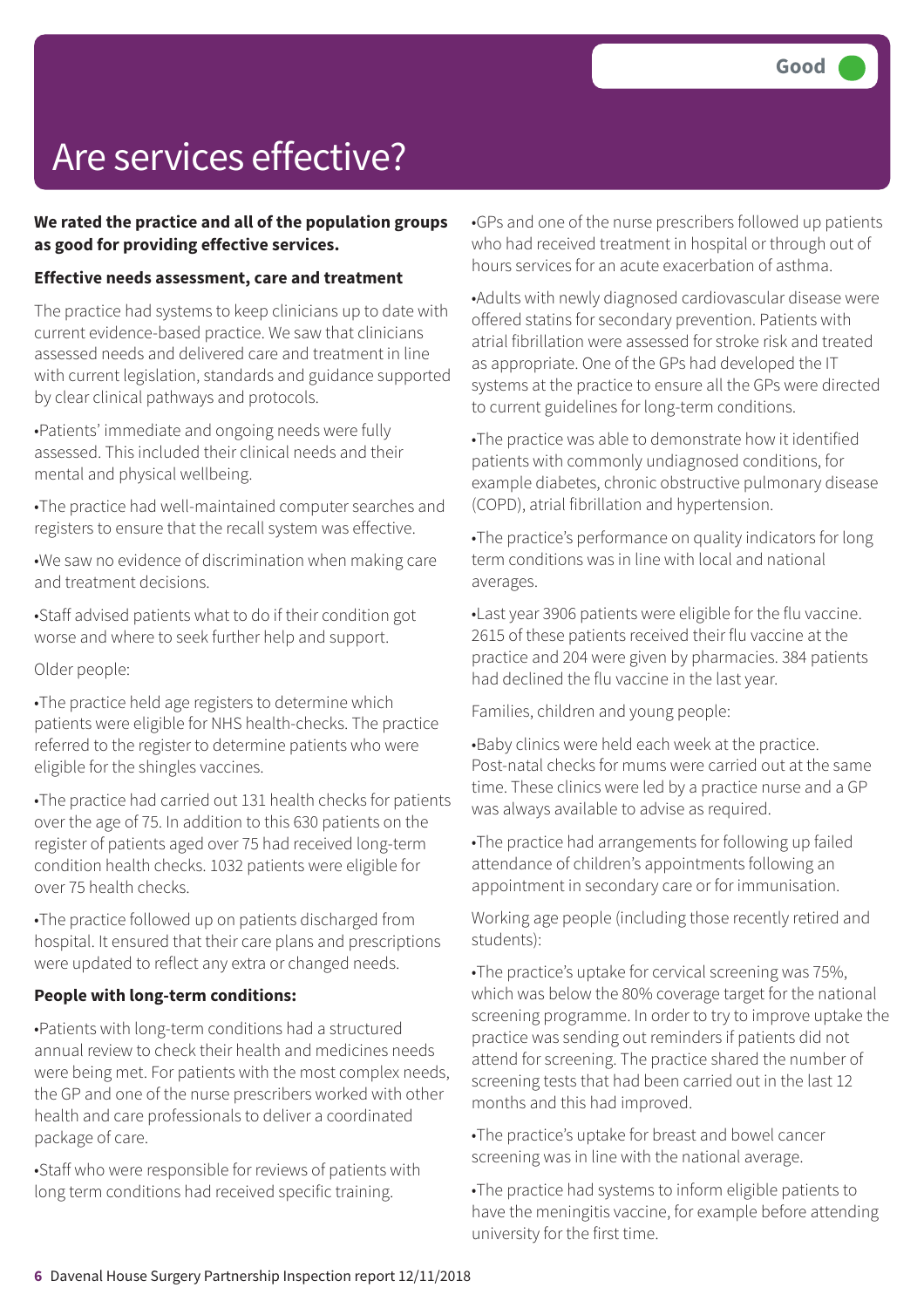# Are services effective?

**Good**

**We rated the practice and all of the population groups as good for providing effective services.**

**Effective needs assessment, care and treatment**

The practice had systems to keep clinicians up to date with current evidence-based practice. We saw that clinicians assessed needs and delivered care and treatment in line with current legislation, standards and guidance supported by clear clinical pathways and protocols.

- Patients' immediate and ongoing needs were fully assessed. This included their clinical needs and their mental and physical wellbeing.
- The practice had well-maintained computer searches and registers to ensure that the recall system was effective.
- We saw no evidence of discrimination when making care and treatment decisions.
- Staff advised patients what to do if their condition got worse and where to seek further help and support.

Older people:

- The practice held age registers to determine which patients were eligible for NHS health-checks. The practice referred to the register to determine patients who were eligible for the shingles vaccines.
- The practice had carried out 131 health checks for patients over the age of 75. In addition to this 630 patients on the register of patients aged over 75 had received long-term condition health checks. 1032 patients were eligible for over 75 health checks.
- The practice followed up on patients discharged from hospital. It ensured that their care plans and prescriptions were updated to reflect any extra or changed needs.

**People with long-term conditions:**

- Patients with long-term conditions had a structured annual review to check their health and medicines needs were being met. For patients with the most complex needs, the GP and one of the nurse prescribers worked with other health and care professionals to deliver a coordinated package of care.
- Staff who were responsible for reviews of patients with long term conditions had received specific training.
- GPs and one of the nurse prescribers followed up patients who had received treatment in hospital or through out of hours services for an acute exacerbation of asthma.
- Adults with newly diagnosed cardiovascular disease were offered statins for secondary prevention. Patients with atrial fibrillation were assessed for stroke risk and treated as appropriate. One of the GPs had developed the IT systems at the practice to ensure all the GPs were directed to current guidelines for long-term conditions.
- The practice was able to demonstrate how it identified patients with commonly undiagnosed conditions, for example diabetes, chronic obstructive pulmonary disease (COPD), atrial fibrillation and hypertension.
- The practice's performance on quality indicators for long term conditions was in line with local and national averages.
- Last year 3906 patients were eligible for the flu vaccine. 2615 of these patients received their flu vaccine at the practice and 204 were given by pharmacies. 384 patients had declined the flu vaccine in the last year.

Families, children and young people:

- Baby clinics were held each week at the practice. Post-natal checks for mums were carried out at the same time. These clinics were led by a practice nurse and a GP was always available to advise as required.
- The practice had arrangements for following up failed attendance of children's appointments following an appointment in secondary care or for immunisation.

Working age people (including those recently retired and students):

- The practice's uptake for cervical screening was 75%, which was below the 80% coverage target for the national screening programme. In order to try to improve uptake the practice was sending out reminders if patients did not attend for screening. The practice shared the number of screening tests that had been carried out in the last 12 months and this had improved.
- The practice's uptake for breast and bowel cancer screening was in line with the national average.
- The practice had systems to inform eligible patients to have the meningitis vaccine, for example before attending university for the first time.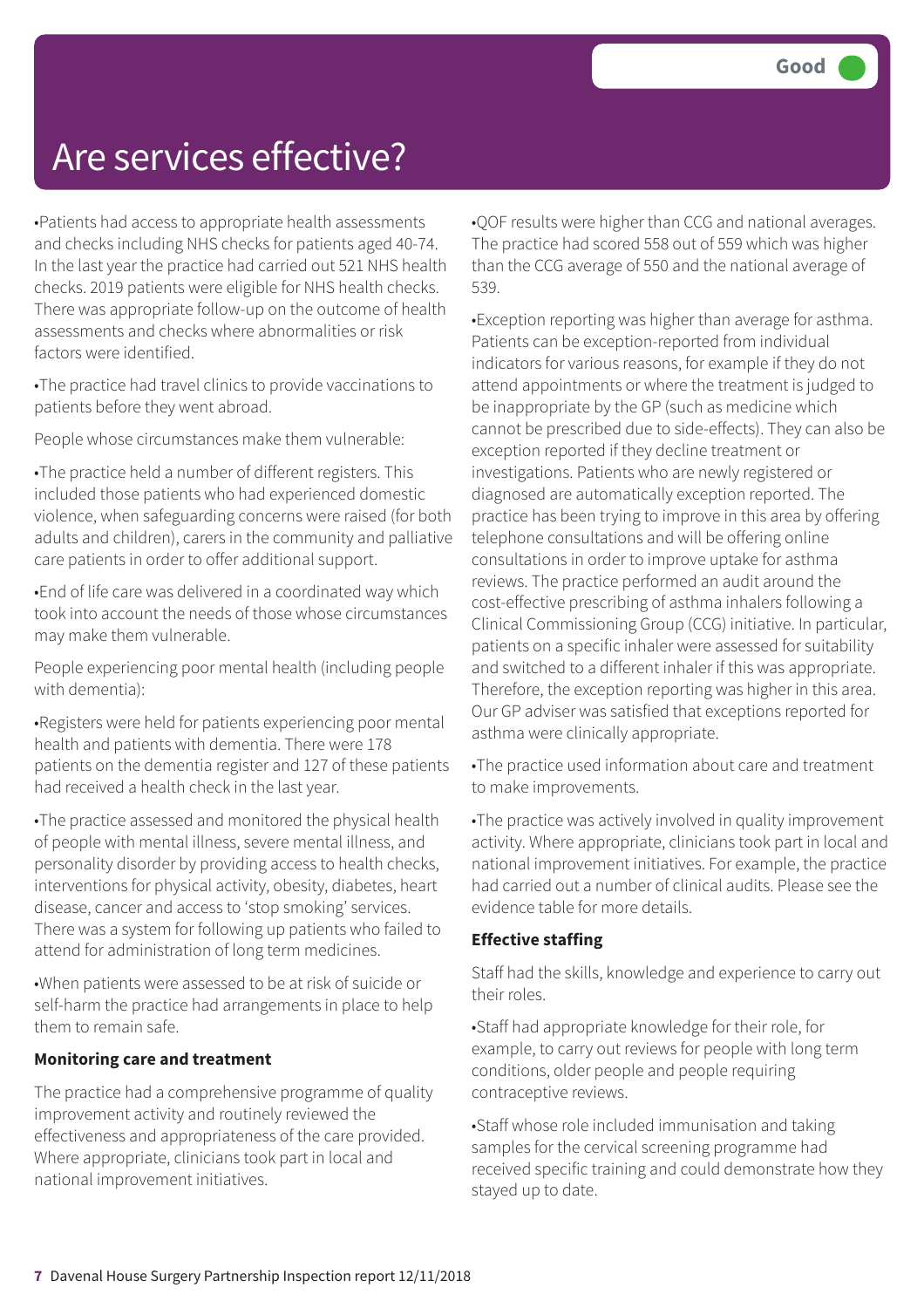# Are services effective?

Good

•Patients had access to appropriate health assessments and checks including NHS checks for patients aged 40-74. In the last year the practice had carried out 521 NHS health checks. 2019 patients were eligible for NHS health checks. There was appropriate follow-up on the outcome of health assessments and checks where abnormalities or risk factors were identified.

•The practice had travel clinics to provide vaccinations to patients before they went abroad.

People whose circumstances make them vulnerable:

•The practice held a number of different registers. This included those patients who had experienced domestic violence, when safeguarding concerns were raised (for both adults and children), carers in the community and palliative care patients in order to offer additional support.

•End of life care was delivered in a coordinated way which took into account the needs of those whose circumstances may make them vulnerable.

People experiencing poor mental health (including people with dementia):

•Registers were held for patients experiencing poor mental health and patients with dementia. There were 178 patients on the dementia register and 127 of these patients had received a health check in the last year.

•The practice assessed and monitored the physical health of people with mental illness, severe mental illness, and personality disorder by providing access to health checks, interventions for physical activity, obesity, diabetes, heart disease, cancer and access to 'stop smoking' services. There was a system for following up patients who failed to attend for administration of long term medicines.

•When patients were assessed to be at risk of suicide or self-harm the practice had arrangements in place to help them to remain safe.

**Monitoring care and treatment**

The practice had a comprehensive programme of quality improvement activity and routinely reviewed the effectiveness and appropriateness of the care provided. Where appropriate, clinicians took part in local and national improvement initiatives.

•QOF results were higher than CCG and national averages. The practice had scored 558 out of 559 which was higher than the CCG average of 550 and the national average of 539.

•Exception reporting was higher than average for asthma. Patients can be exception-reported from individual indicators for various reasons, for example if they do not attend appointments or where the treatment is judged to be inappropriate by the GP (such as medicine which cannot be prescribed due to side-effects). They can also be exception reported if they decline treatment or investigations. Patients who are newly registered or diagnosed are automatically exception reported. The practice has been trying to improve in this area by offering telephone consultations and will be offering online consultations in order to improve uptake for asthma reviews. The practice performed an audit around the cost-effective prescribing of asthma inhalers following a Clinical Commissioning Group (CCG) initiative. In particular, patients on a specific inhaler were assessed for suitability and switched to a different inhaler if this was appropriate. Therefore, the exception reporting was higher in this area. Our GP adviser was satisfied that exceptions reported for asthma were clinically appropriate.

•The practice used information about care and treatment to make improvements.

•The practice was actively involved in quality improvement activity. Where appropriate, clinicians took part in local and national improvement initiatives. For example, the practice had carried out a number of clinical audits. Please see the evidence table for more details.

**Effective staffing**

Staff had the skills, knowledge and experience to carry out their roles.

•Staff had appropriate knowledge for their role, for example, to carry out reviews for people with long term conditions, older people and people requiring contraceptive reviews.

•Staff whose role included immunisation and taking samples for the cervical screening programme had received specific training and could demonstrate how they stayed up to date.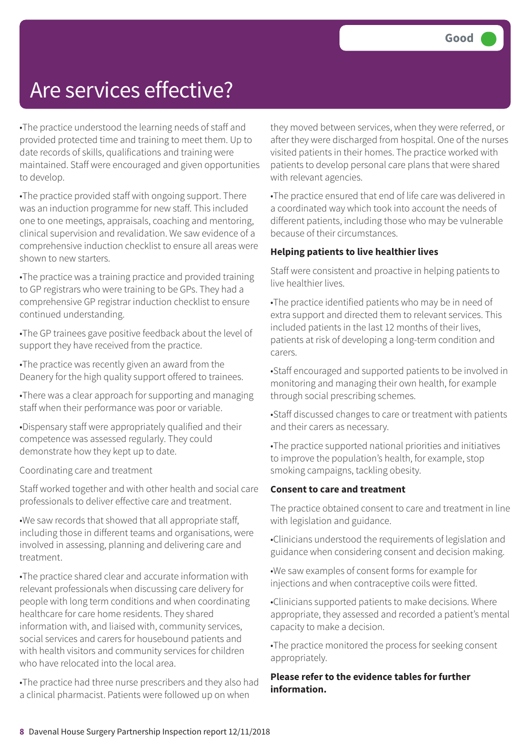# Are services effective?

Good

- The practice understood the learning needs of staff and provided protected time and training to meet them. Up to date records of skills, qualifications and training were maintained. Staff were encouraged and given opportunities to develop.
- The practice provided staff with ongoing support. There was an induction programme for new staff. This included one to one meetings, appraisals, coaching and mentoring, clinical supervision and revalidation. We saw evidence of a comprehensive induction checklist to ensure all areas were shown to new starters.
- The practice was a training practice and provided training to GP registrars who were training to be GPs. They had a comprehensive GP registrar induction checklist to ensure continued understanding.
- The GP trainees gave positive feedback about the level of support they have received from the practice.
- The practice was recently given an award from the Deanery for the high quality support offered to trainees.
- There was a clear approach for supporting and managing staff when their performance was poor or variable.
- Dispensary staff were appropriately qualified and their competence was assessed regularly. They could demonstrate how they kept up to date.

Coordinating care and treatment

Staff worked together and with other health and social care professionals to deliver effective care and treatment.

- We saw records that showed that all appropriate staff, including those in different teams and organisations, were involved in assessing, planning and delivering care and treatment.
- The practice shared clear and accurate information with relevant professionals when discussing care delivery for people with long term conditions and when coordinating healthcare for care home residents. They shared information with, and liaised with, community services, social services and carers for housebound patients and with health visitors and community services for children who have relocated into the local area.
- The practice had three nurse prescribers and they also had a clinical pharmacist. Patients were followed up on when they moved between services, when they were referred, or after they were discharged from hospital. One of the nurses visited patients in their homes. The practice worked with patients to develop personal care plans that were shared with relevant agencies.
- The practice ensured that end of life care was delivered in a coordinated way which took into account the needs of different patients, including those who may be vulnerable because of their circumstances.

**Helping patients to live healthier lives**

Staff were consistent and proactive in helping patients to live healthier lives.

- The practice identified patients who may be in need of extra support and directed them to relevant services. This included patients in the last 12 months of their lives, patients at risk of developing a long-term condition and carers.
- Staff encouraged and supported patients to be involved in monitoring and managing their own health, for example through social prescribing schemes.
- Staff discussed changes to care or treatment with patients and their carers as necessary.
- The practice supported national priorities and initiatives to improve the population's health, for example, stop smoking campaigns, tackling obesity.

**Consent to care and treatment**

The practice obtained consent to care and treatment in line with legislation and guidance.

- Clinicians understood the requirements of legislation and guidance when considering consent and decision making.
- We saw examples of consent forms for example for injections and when contraceptive coils were fitted.
- Clinicians supported patients to make decisions. Where appropriate, they assessed and recorded a patient's mental capacity to make a decision.
- The practice monitored the process for seeking consent appropriately.

**Please refer to the evidence tables for further information.**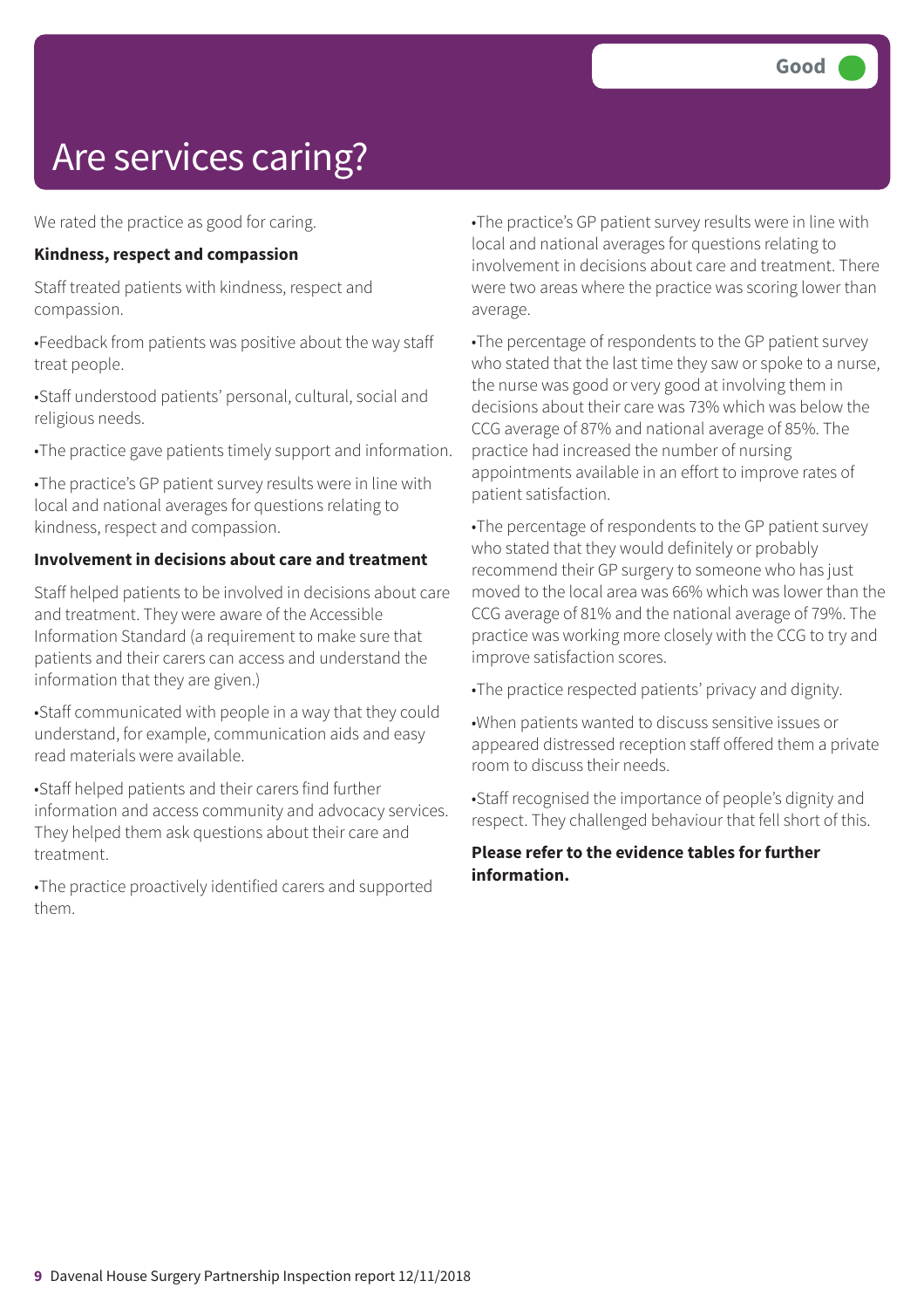# Are services caring?

Good

We rated the practice as good for caring.

**Kindness, respect and compassion**

Staff treated patients with kindness, respect and compassion.

- Feedback from patients was positive about the way staff treat people.
- Staff understood patients' personal, cultural, social and religious needs.
- The practice gave patients timely support and information.
- The practice's GP patient survey results were in line with local and national averages for questions relating to kindness, respect and compassion.

**Involvement in decisions about care and treatment**

Staff helped patients to be involved in decisions about care and treatment. They were aware of the Accessible Information Standard (a requirement to make sure that patients and their carers can access and understand the information that they are given.)

- Staff communicated with people in a way that they could understand, for example, communication aids and easy read materials were available.
- Staff helped patients and their carers find further information and access community and advocacy services. They helped them ask questions about their care and treatment.
- The practice proactively identified carers and supported them.
- The practice's GP patient survey results were in line with local and national averages for questions relating to involvement in decisions about care and treatment. There were two areas where the practice was scoring lower than average.
- The percentage of respondents to the GP patient survey who stated that the last time they saw or spoke to a nurse, the nurse was good or very good at involving them in decisions about their care was 73% which was below the CCG average of 87% and national average of 85%. The practice had increased the number of nursing appointments available in an effort to improve rates of patient satisfaction.
- The percentage of respondents to the GP patient survey who stated that they would definitely or probably recommend their GP surgery to someone who has just moved to the local area was 66% which was lower than the CCG average of 81% and the national average of 79%. The practice was working more closely with the CCG to try and improve satisfaction scores.
- The practice respected patients' privacy and dignity.
- When patients wanted to discuss sensitive issues or appeared distressed reception staff offered them a private room to discuss their needs.
- Staff recognised the importance of people's dignity and respect. They challenged behaviour that fell short of this.

**Please refer to the evidence tables for further information.**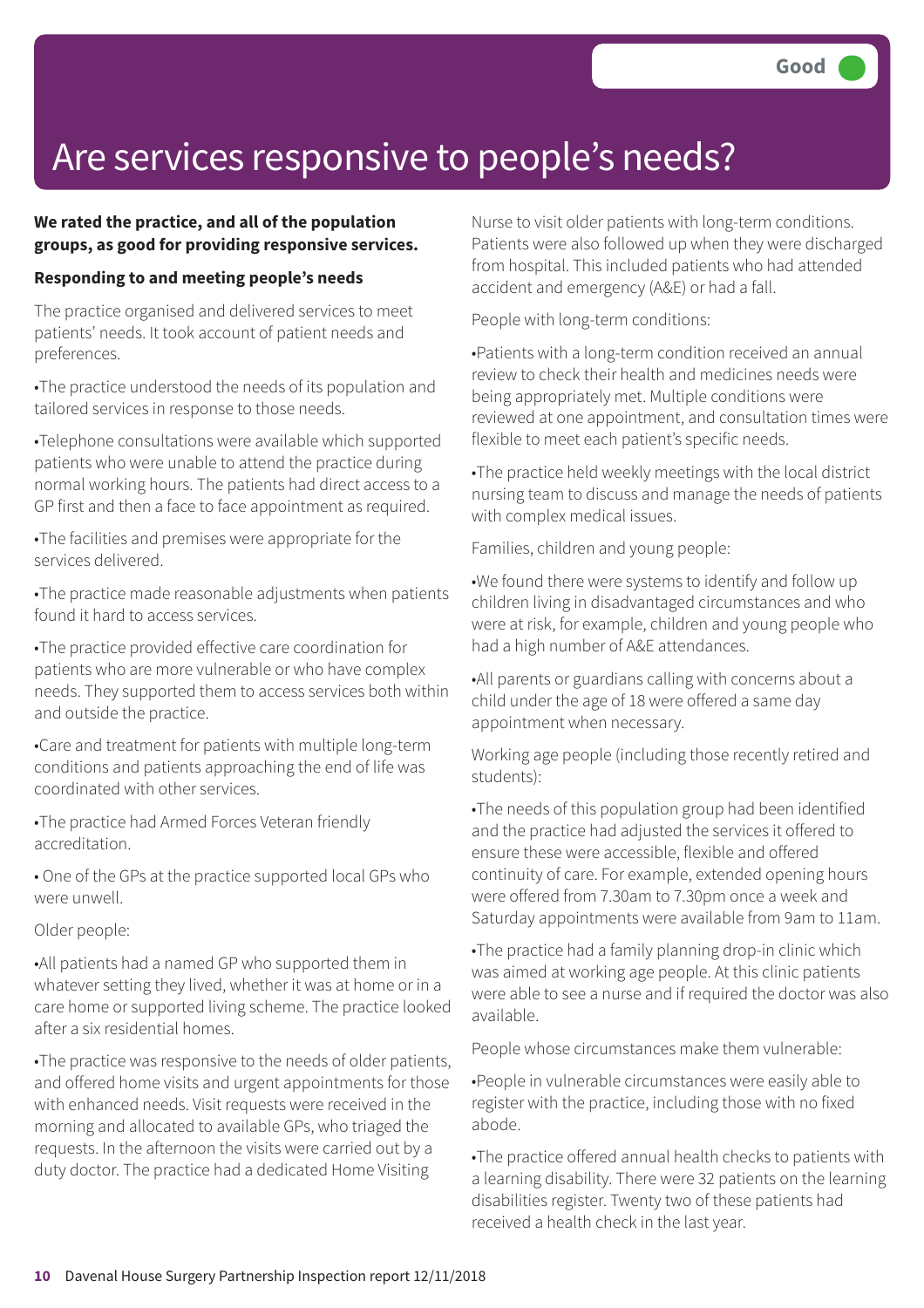Good

# Are services responsive to people's needs?

**We rated the practice, and all of the population groups, as good for providing responsive services.**

**Responding to and meeting people's needs**

The practice organised and delivered services to meet patients' needs. It took account of patient needs and preferences.

- The practice understood the needs of its population and tailored services in response to those needs.
- Telephone consultations were available which supported patients who were unable to attend the practice during normal working hours. The patients had direct access to a GP first and then a face to face appointment as required.
- The facilities and premises were appropriate for the services delivered.
- The practice made reasonable adjustments when patients found it hard to access services.
- The practice provided effective care coordination for patients who are more vulnerable or who have complex needs. They supported them to access services both within and outside the practice.
- Care and treatment for patients with multiple long-term conditions and patients approaching the end of life was coordinated with other services.
- The practice had Armed Forces Veteran friendly accreditation.
- One of the GPs at the practice supported local GPs who were unwell.

Older people:

- All patients had a named GP who supported them in whatever setting they lived, whether it was at home or in a care home or supported living scheme. The practice looked after a six residential homes.
- The practice was responsive to the needs of older patients, and offered home visits and urgent appointments for those with enhanced needs. Visit requests were received in the morning and allocated to available GPs, who triaged the requests. In the afternoon the visits were carried out by a duty doctor. The practice had a dedicated Home Visiting Nurse to visit older patients with long-term conditions. Patients were also followed up when they were discharged from hospital. This included patients who had attended accident and emergency (A&E) or had a fall.

People with long-term conditions:

- Patients with a long-term condition received an annual review to check their health and medicines needs were being appropriately met. Multiple conditions were reviewed at one appointment, and consultation times were flexible to meet each patient's specific needs.
- The practice held weekly meetings with the local district nursing team to discuss and manage the needs of patients with complex medical issues.

Families, children and young people:

- We found there were systems to identify and follow up children living in disadvantaged circumstances and who were at risk, for example, children and young people who had a high number of A&E attendances.
- All parents or guardians calling with concerns about a child under the age of 18 were offered a same day appointment when necessary.

Working age people (including those recently retired and students):

- The needs of this population group had been identified and the practice had adjusted the services it offered to ensure these were accessible, flexible and offered continuity of care. For example, extended opening hours were offered from 7.30am to 7.30pm once a week and Saturday appointments were available from 9am to 11am.
- The practice had a family planning drop-in clinic which was aimed at working age people. At this clinic patients were able to see a nurse and if required the doctor was also available.

People whose circumstances make them vulnerable:

- People in vulnerable circumstances were easily able to register with the practice, including those with no fixed abode.
- The practice offered annual health checks to patients with a learning disability. There were 32 patients on the learning disabilities register. Twenty two of these patients had received a health check in the last year.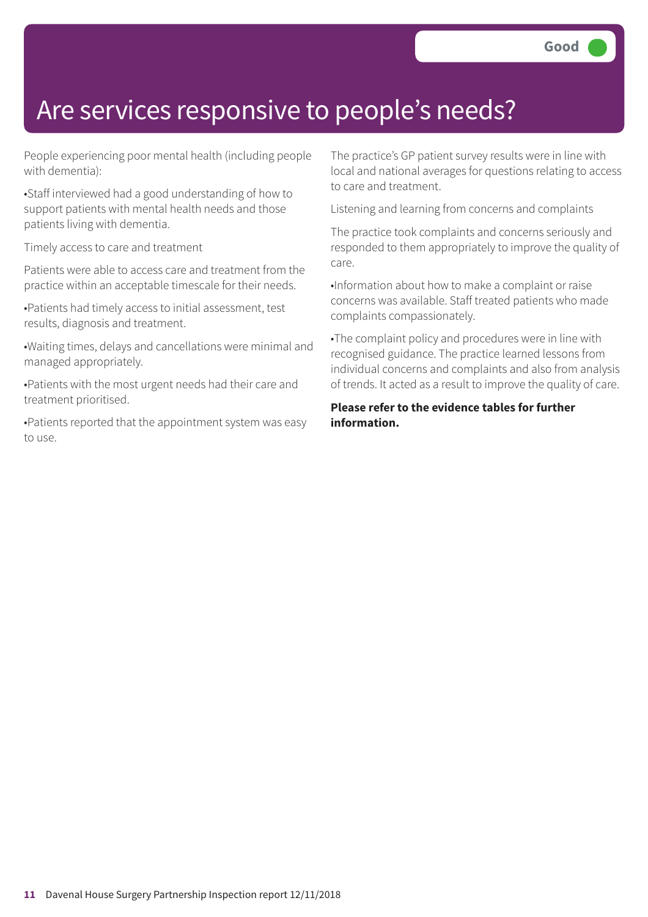# Are services responsive to people's needs?

**Good**

People experiencing poor mental health (including people with dementia):

- Staff interviewed had a good understanding of how to support patients with mental health needs and those patients living with dementia.

Timely access to care and treatment

Patients were able to access care and treatment from the practice within an acceptable timescale for their needs.

- Patients had timely access to initial assessment, test results, diagnosis and treatment.
- Waiting times, delays and cancellations were minimal and managed appropriately.
- Patients with the most urgent needs had their care and treatment prioritised.
- Patients reported that the appointment system was easy to use.

The practice's GP patient survey results were in line with local and national averages for questions relating to access to care and treatment.

Listening and learning from concerns and complaints

The practice took complaints and concerns seriously and responded to them appropriately to improve the quality of care.

- Information about how to make a complaint or raise concerns was available. Staff treated patients who made complaints compassionately.
- The complaint policy and procedures were in line with recognised guidance. The practice learned lessons from individual concerns and complaints and also from analysis of trends. It acted as a result to improve the quality of care.

**Please refer to the evidence tables for further information.**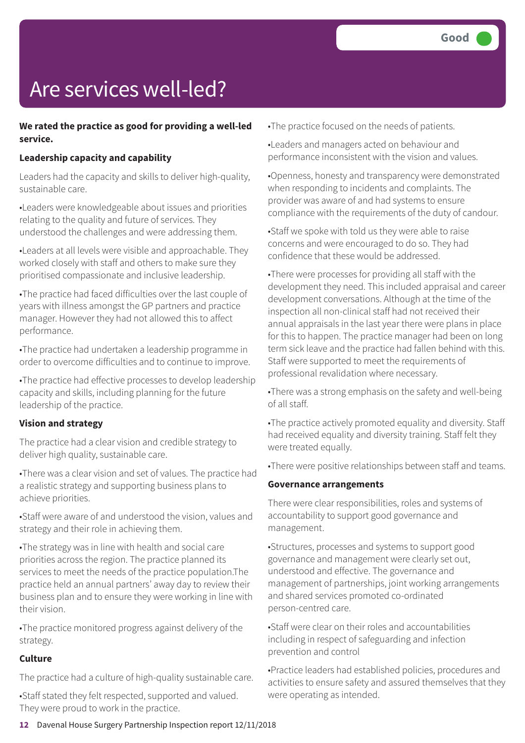Good

# Are services well-led?

**We rated the practice as good for providing a well-led service.**

**Leadership capacity and capability**

Leaders had the capacity and skills to deliver high-quality, sustainable care.

•Leaders were knowledgeable about issues and priorities relating to the quality and future of services. They understood the challenges and were addressing them.

•Leaders at all levels were visible and approachable. They worked closely with staff and others to make sure they prioritised compassionate and inclusive leadership.

•The practice had faced difficulties over the last couple of years with illness amongst the GP partners and practice manager. However they had not allowed this to affect performance.

•The practice had undertaken a leadership programme in order to overcome difficulties and to continue to improve.

•The practice had effective processes to develop leadership capacity and skills, including planning for the future leadership of the practice.

**Vision and strategy**

The practice had a clear vision and credible strategy to deliver high quality, sustainable care.

•There was a clear vision and set of values. The practice had a realistic strategy and supporting business plans to achieve priorities.

•Staff were aware of and understood the vision, values and strategy and their role in achieving them.

•The strategy was in line with health and social care priorities across the region. The practice planned its services to meet the needs of the practice population.The practice held an annual partners' away day to review their business plan and to ensure they were working in line with their vision.

•The practice monitored progress against delivery of the strategy.

**Culture**

The practice had a culture of high-quality sustainable care.

•Staff stated they felt respected, supported and valued. They were proud to work in the practice.

•The practice focused on the needs of patients.

•Leaders and managers acted on behaviour and performance inconsistent with the vision and values.

•Openness, honesty and transparency were demonstrated when responding to incidents and complaints. The provider was aware of and had systems to ensure compliance with the requirements of the duty of candour.

•Staff we spoke with told us they were able to raise concerns and were encouraged to do so. They had confidence that these would be addressed.

•There were processes for providing all staff with the development they need. This included appraisal and career development conversations. Although at the time of the inspection all non-clinical staff had not received their annual appraisals in the last year there were plans in place for this to happen. The practice manager had been on long term sick leave and the practice had fallen behind with this. Staff were supported to meet the requirements of professional revalidation where necessary.

•There was a strong emphasis on the safety and well-being of all staff.

•The practice actively promoted equality and diversity. Staff had received equality and diversity training. Staff felt they were treated equally.

•There were positive relationships between staff and teams.

**Governance arrangements**

There were clear responsibilities, roles and systems of accountability to support good governance and management.

•Structures, processes and systems to support good governance and management were clearly set out, understood and effective. The governance and management of partnerships, joint working arrangements and shared services promoted co-ordinated person-centred care.

•Staff were clear on their roles and accountabilities including in respect of safeguarding and infection prevention and control

•Practice leaders had established policies, procedures and activities to ensure safety and assured themselves that they were operating as intended.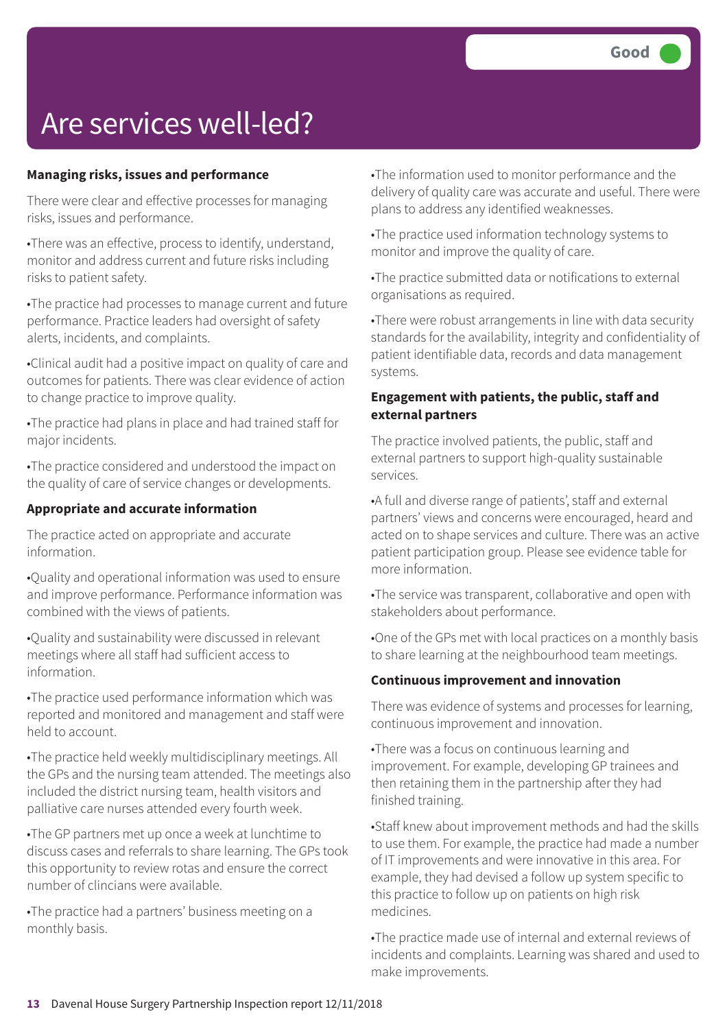Good

# Are services well-led?

### Managing risks, issues and performance

There were clear and effective processes for managing risks, issues and performance.

•There was an effective, process to identify, understand, monitor and address current and future risks including risks to patient safety.

•The practice had processes to manage current and future performance. Practice leaders had oversight of safety alerts, incidents, and complaints.

•Clinical audit had a positive impact on quality of care and outcomes for patients. There was clear evidence of action to change practice to improve quality.

•The practice had plans in place and had trained staff for major incidents.

•The practice considered and understood the impact on the quality of care of service changes or developments.

### Appropriate and accurate information

The practice acted on appropriate and accurate information.

•Quality and operational information was used to ensure and improve performance. Performance information was combined with the views of patients.

•Quality and sustainability were discussed in relevant meetings where all staff had sufficient access to information.

•The practice used performance information which was reported and monitored and management and staff were held to account.

•The practice held weekly multidisciplinary meetings. All the GPs and the nursing team attended. The meetings also included the district nursing team, health visitors and palliative care nurses attended every fourth week.

•The GP partners met up once a week at lunchtime to discuss cases and referrals to share learning. The GPs took this opportunity to review rotas and ensure the correct number of clincians were available.

•The practice had a partners' business meeting on a monthly basis.

•The information used to monitor performance and the delivery of quality care was accurate and useful. There were plans to address any identified weaknesses.

•The practice used information technology systems to monitor and improve the quality of care.

•The practice submitted data or notifications to external organisations as required.

•There were robust arrangements in line with data security standards for the availability, integrity and confidentiality of patient identifiable data, records and data management systems.

### Engagement with patients, the public, staff and external partners

The practice involved patients, the public, staff and external partners to support high-quality sustainable services.

•A full and diverse range of patients', staff and external partners' views and concerns were encouraged, heard and acted on to shape services and culture. There was an active patient participation group. Please see evidence table for more information.

•The service was transparent, collaborative and open with stakeholders about performance.

•One of the GPs met with local practices on a monthly basis to share learning at the neighbourhood team meetings.

### Continuous improvement and innovation

There was evidence of systems and processes for learning, continuous improvement and innovation.

•There was a focus on continuous learning and improvement. For example, developing GP trainees and then retaining them in the partnership after they had finished training.

•Staff knew about improvement methods and had the skills to use them. For example, the practice had made a number of IT improvements and were innovative in this area. For example, they had devised a follow up system specific to this practice to follow up on patients on high risk medicines.

•The practice made use of internal and external reviews of incidents and complaints. Learning was shared and used to make improvements.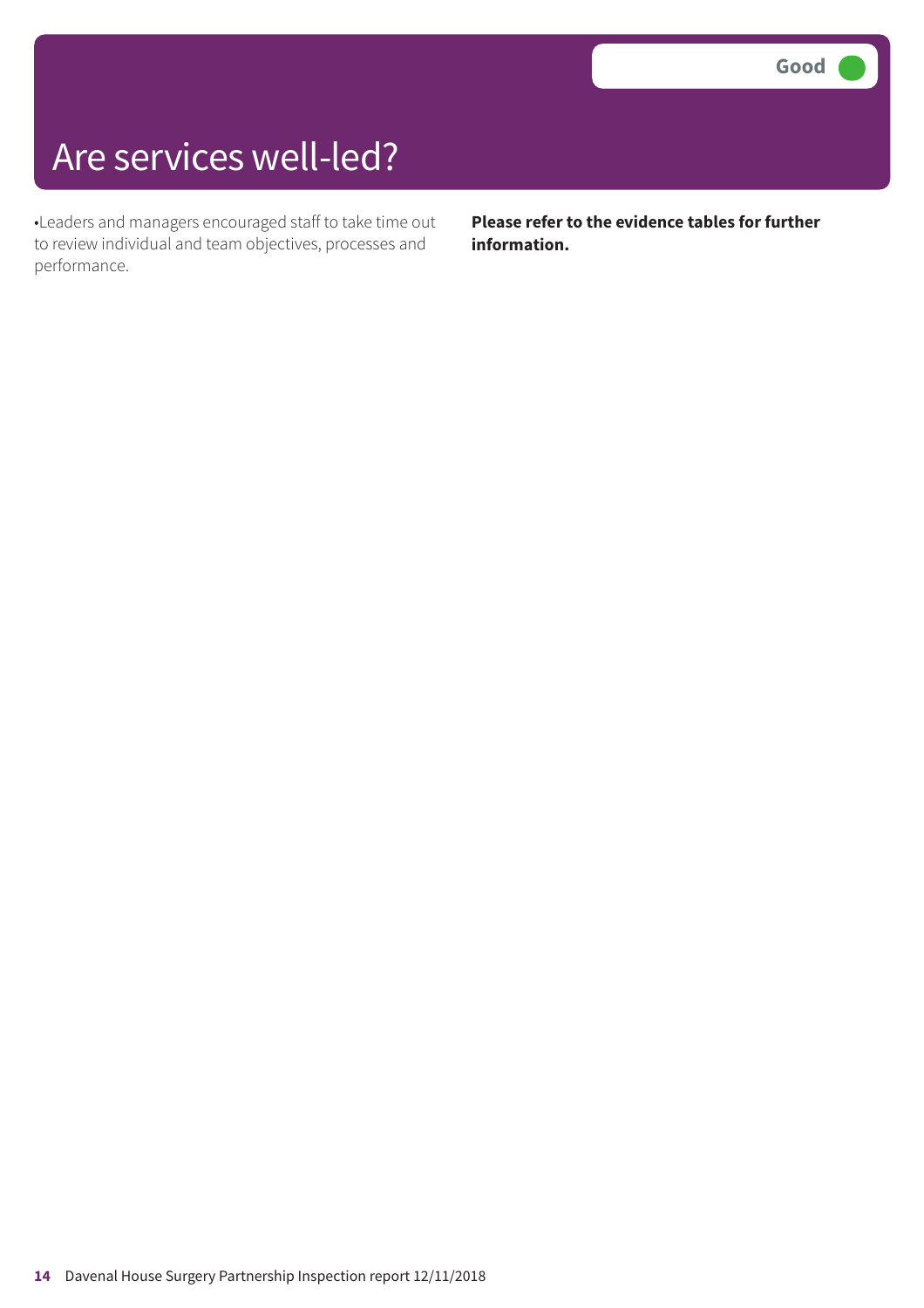# Are services well-led?

**Good**

•Leaders and managers encouraged staff to take time out to review individual and team objectives, processes and performance.

**Please refer to the evidence tables for further information.**